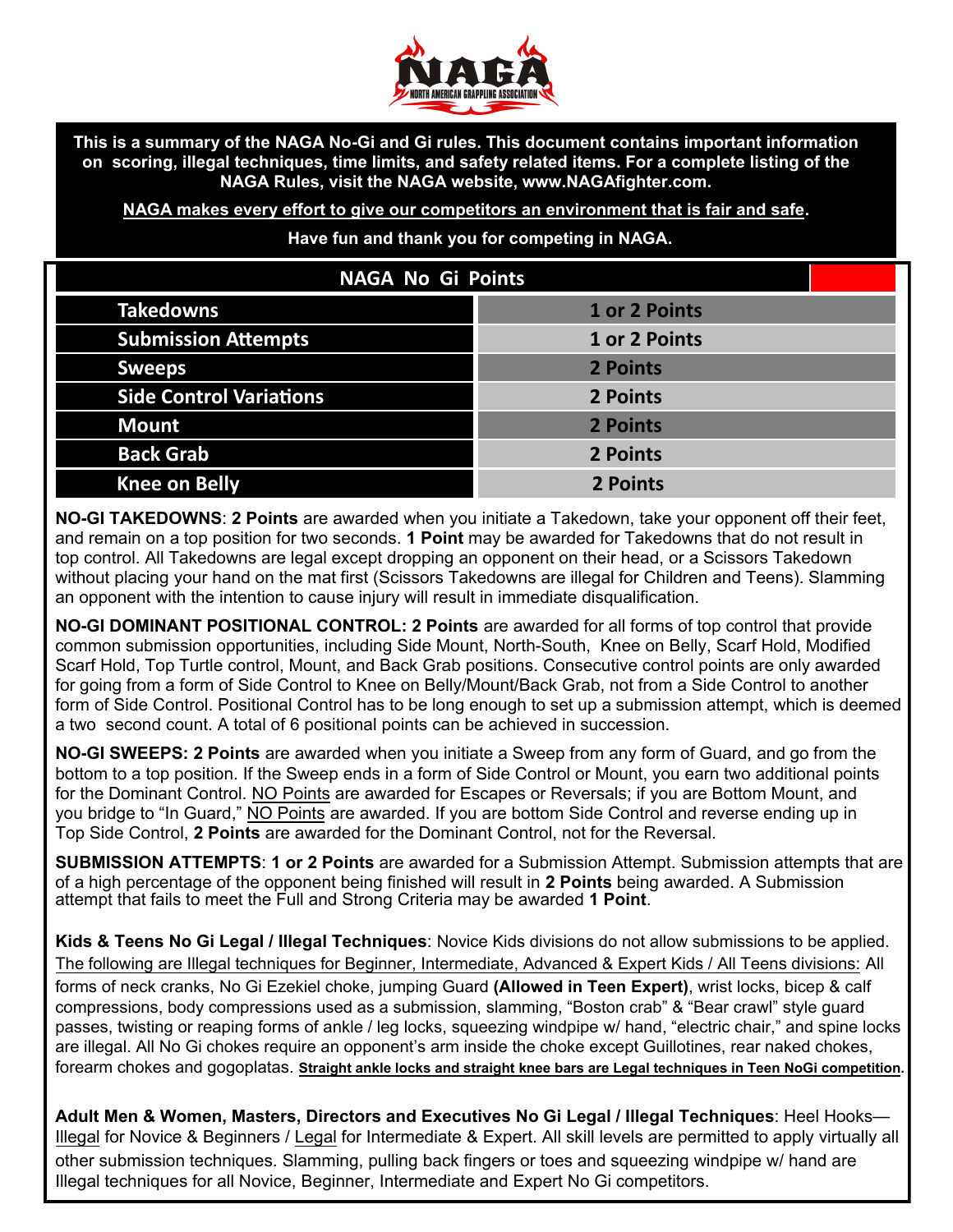**This is a summary of the NAGA No-Gi and Gi rules. This document contains important information on scoring, illegal techniques, time limits, and safety related items. For a complete listing of the NAGA Rules, visit the NAGA website, www.NAGAfighter.com.**

**NAGA makes every effort to give our competitors an environment that is fair and safe.**

**Have fun and thank you for competing in NAGA.**

| NAGA No Gi Points | |
|---|---|
| Takedowns | 1 or 2 Points |
| Submission Attempts | 1 or 2 Points |
| Sweeps | 2 Points |
| Side Control Variations | 2 Points |
| Mount | 2 Points |
| Back Grab | 2 Points |
| Knee on Belly | 2 Points |

**NO-GI TAKEDOWNS**: **2 Points** are awarded when you initiate a Takedown, take your opponent off their feet, and remain on a top position for two seconds. **1 Point** may be awarded for Takedowns that do not result in top control. All Takedowns are legal except dropping an opponent on their head, or a Scissors Takedown without placing your hand on the mat first (Scissors Takedowns are illegal for Children and Teens). Slamming an opponent with the intention to cause injury will result in immediate disqualification.

**NO-GI DOMINANT POSITIONAL CONTROL: 2 Points** are awarded for all forms of top control that provide common submission opportunities, including Side Mount, North-South, Knee on Belly, Scarf Hold, Modified Scarf Hold, Top Turtle control, Mount, and Back Grab positions. Consecutive control points are only awarded for going from a form of Side Control to Knee on Belly/Mount/Back Grab, not from a Side Control to another form of Side Control. Positional Control has to be long enough to set up a submission attempt, which is deemed a two second count. A total of 6 positional points can be achieved in succession.

**NO-GI SWEEPS: 2 Points** are awarded when you initiate a Sweep from any form of Guard, and go from the bottom to a top position. If the Sweep ends in a form of Side Control or Mount, you earn two additional points for the Dominant Control. NO Points are awarded for Escapes or Reversals; if you are Bottom Mount, and you bridge to "In Guard," NO Points are awarded. If you are bottom Side Control and reverse ending up in Top Side Control, **2 Points** are awarded for the Dominant Control, not for the Reversal.

**SUBMISSION ATTEMPTS**: **1 or 2 Points** are awarded for a Submission Attempt. Submission attempts that are of a high percentage of the opponent being finished will result in **2 Points** being awarded. A Submission attempt that fails to meet the Full and Strong Criteria may be awarded **1 Point**.

**Kids & Teens No Gi Legal / Illegal Techniques**: Novice Kids divisions do not allow submissions to be applied. The following are Illegal techniques for Beginner, Intermediate, Advanced & Expert Kids / All Teens divisions: All forms of neck cranks, No Gi Ezekiel choke, jumping Guard **(Allowed in Teen Expert)**, wrist locks, bicep & calf compressions, body compressions used as a submission, slamming, "Boston crab" & "Bear crawl" style guard passes, twisting or reaping forms of ankle / leg locks, squeezing windpipe w/ hand, "electric chair," and spine locks are illegal. All No Gi chokes require an opponent's arm inside the choke except Guillotines, rear naked chokes, forearm chokes and gogoplatas. **Straight ankle locks and straight knee bars are Legal techniques in Teen NoGi competition.**

**Adult Men & Women, Masters, Directors and Executives No Gi Legal / Illegal Techniques**: Heel Hooks—Illegal for Novice & Beginners / Legal for Intermediate & Expert. All skill levels are permitted to apply virtually all other submission techniques. Slamming, pulling back fingers or toes and squeezing windpipe w/ hand are Illegal techniques for all Novice, Beginner, Intermediate and Expert No Gi competitors.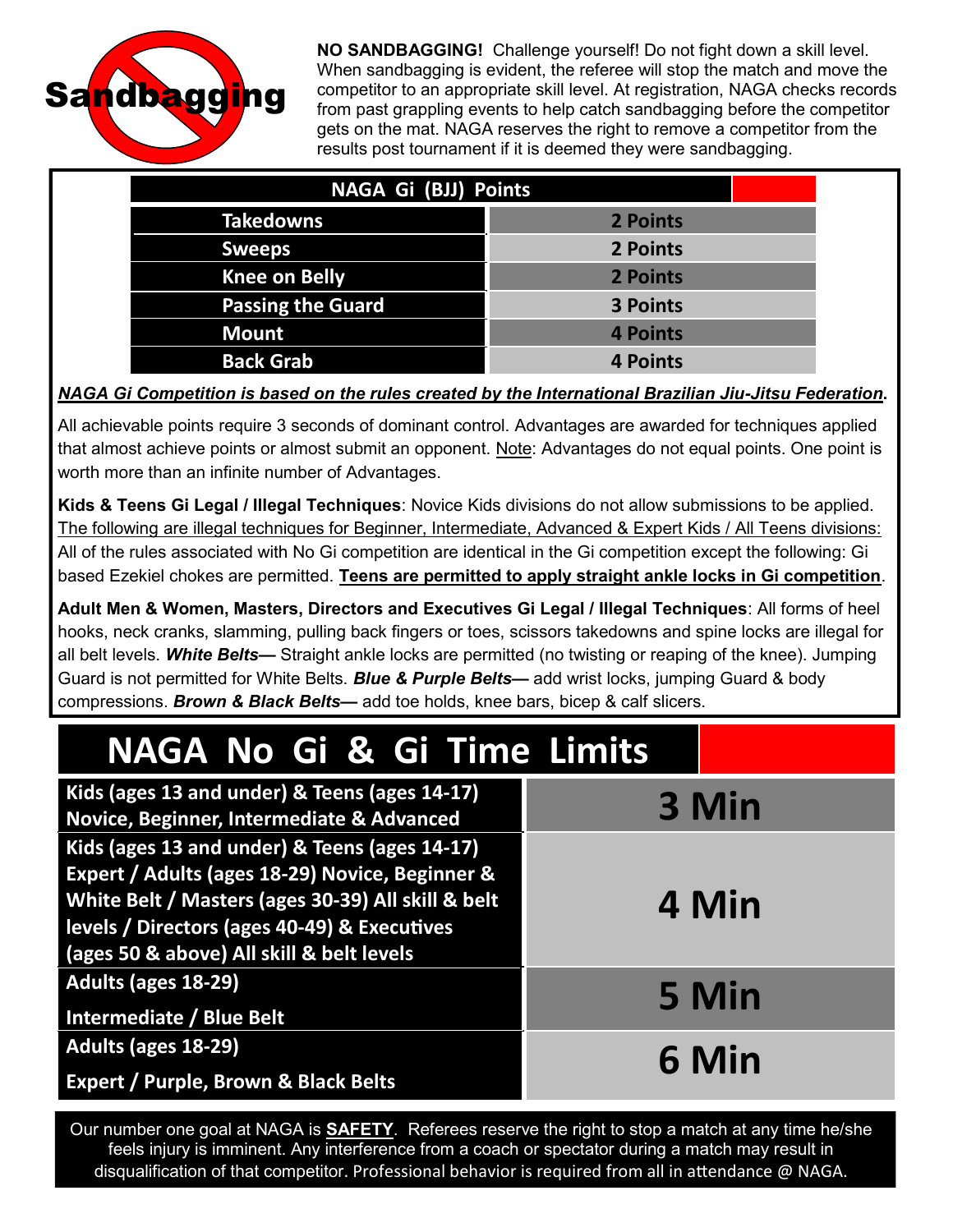Sandbagging

**NO SANDBAGGING!** Challenge yourself! Do not fight down a skill level. When sandbagging is evident, the referee will stop the match and move the competitor to an appropriate skill level. At registration, NAGA checks records from past grappling events to help catch sandbagging before the competitor gets on the mat. NAGA reserves the right to remove a competitor from the results post tournament if it is deemed they were sandbagging.

| NAGA Gi (BJJ) Points | |
|---|---|
| Takedowns | 2 Points |
| Sweeps | 2 Points |
| Knee on Belly | 2 Points |
| Passing the Guard | 3 Points |
| Mount | 4 Points |
| Back Grab | 4 Points |

***NAGA Gi Competition is based on the rules created by the International Brazilian Jiu-Jitsu Federation*.**

All achievable points require 3 seconds of dominant control. Advantages are awarded for techniques applied that almost achieve points or almost submit an opponent. Note: Advantages do not equal points. One point is worth more than an infinite number of Advantages.

**Kids & Teens Gi Legal / Illegal Techniques**: Novice Kids divisions do not allow submissions to be applied. The following are illegal techniques for Beginner, Intermediate, Advanced & Expert Kids / All Teens divisions: All of the rules associated with No Gi competition are identical in the Gi competition except the following: Gi based Ezekiel chokes are permitted. **Teens are permitted to apply straight ankle locks in Gi competition**.

**Adult Men & Women, Masters, Directors and Executives Gi Legal / Illegal Techniques**: All forms of heel hooks, neck cranks, slamming, pulling back fingers or toes, scissors takedowns and spine locks are illegal for all belt levels. ***White Belts—*** Straight ankle locks are permitted (no twisting or reaping of the knee). Jumping Guard is not permitted for White Belts. ***Blue & Purple Belts—*** add wrist locks, jumping Guard & body compressions. ***Brown & Black Belts—*** add toe holds, knee bars, bicep & calf slicers.

## NAGA No Gi & Gi Time Limits

| | |
|---|---|
| Kids (ages 13 and under) & Teens (ages 14-17) Novice, Beginner, Intermediate & Advanced | 3 Min |
| Kids (ages 13 and under) & Teens (ages 14-17) Expert / Adults (ages 18-29) Novice, Beginner & White Belt / Masters (ages 30-39) All skill & belt levels / Directors (ages 40-49) & Executives (ages 50 & above) All skill & belt levels | 4 Min |
| Adults (ages 18-29) Intermediate / Blue Belt | 5 Min |
| Adults (ages 18-29) Expert / Purple, Brown & Black Belts | 6 Min |

Our number one goal at NAGA is **SAFETY**. Referees reserve the right to stop a match at any time he/she feels injury is imminent. Any interference from a coach or spectator during a match may result in disqualification of that competitor. Professional behavior is required from all in attendance @ NAGA.